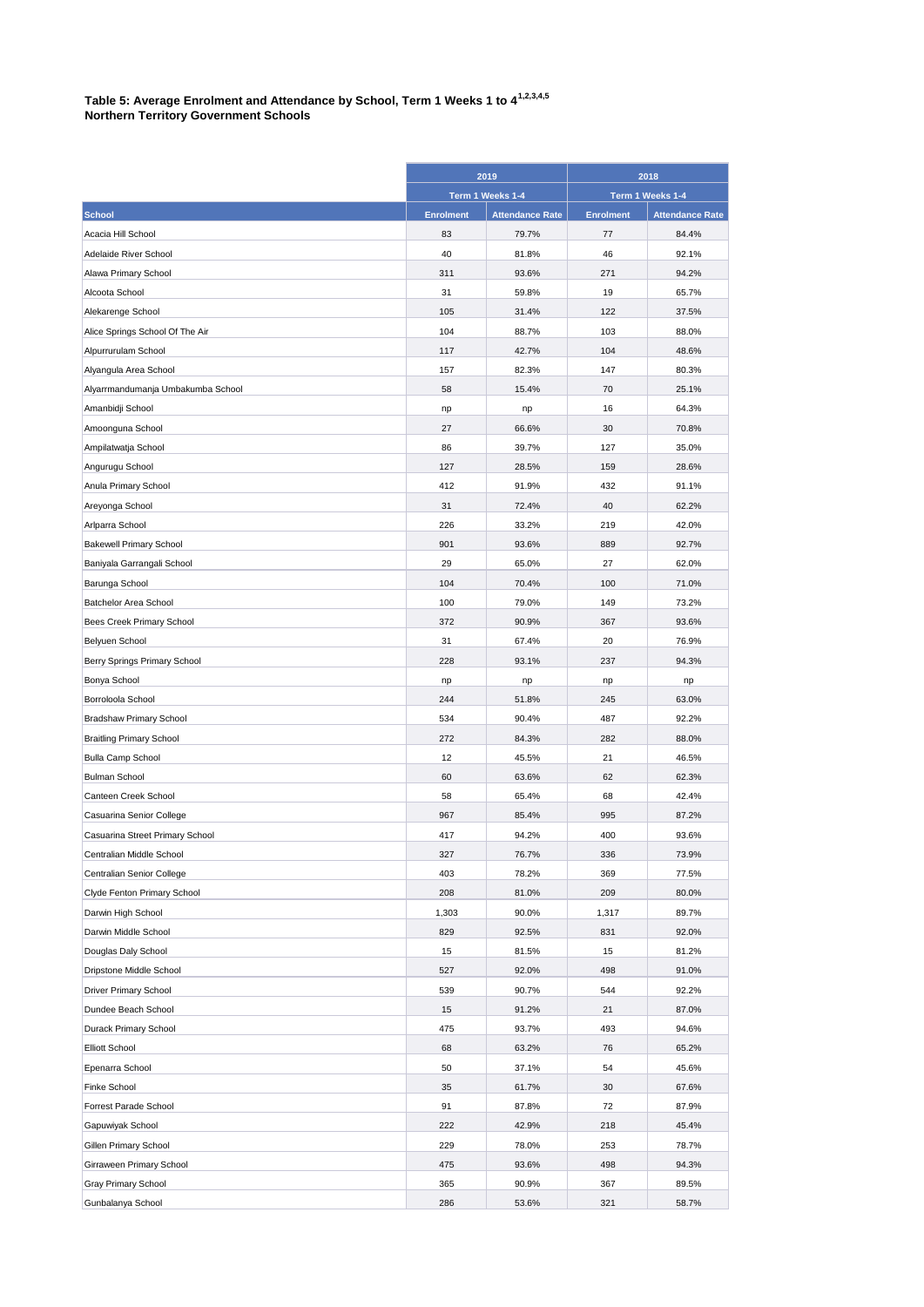**Table 5: Average Enrolment and Attendance by School, Term 1 Weeks 1 to 4[1,2,3,4,5]**
**Northern Territory Government Schools**

| | 2019 | | 2018 | |
|---|---|---|---|---|
| | Term 1 Weeks 1-4 | | Term 1 Weeks 1-4 | |
| **School** | **Enrolment** | **Attendance Rate** | **Enrolment** | **Attendance Rate** |
| Acacia Hill School | 83 | 79.7% | 77 | 84.4% |
| Adelaide River School | 40 | 81.8% | 46 | 92.1% |
| Alawa Primary School | 311 | 93.6% | 271 | 94.2% |
| Alcoota School | 31 | 59.8% | 19 | 65.7% |
| Alekarenge School | 105 | 31.4% | 122 | 37.5% |
| Alice Springs School Of The Air | 104 | 88.7% | 103 | 88.0% |
| Alpurrurulam School | 117 | 42.7% | 104 | 48.6% |
| Alyangula Area School | 157 | 82.3% | 147 | 80.3% |
| Alyarrmandumanja Umbakumba School | 58 | 15.4% | 70 | 25.1% |
| Amanbidji School | np | np | 16 | 64.3% |
| Amoonguna School | 27 | 66.6% | 30 | 70.8% |
| Ampilatwatja School | 86 | 39.7% | 127 | 35.0% |
| Angurugu School | 127 | 28.5% | 159 | 28.6% |
| Anula Primary School | 412 | 91.9% | 432 | 91.1% |
| Areyonga School | 31 | 72.4% | 40 | 62.2% |
| Arlparra School | 226 | 33.2% | 219 | 42.0% |
| Bakewell Primary School | 901 | 93.6% | 889 | 92.7% |
| Baniyala Garrangali School | 29 | 65.0% | 27 | 62.0% |
| Barunga School | 104 | 70.4% | 100 | 71.0% |
| Batchelor Area School | 100 | 79.0% | 149 | 73.2% |
| Bees Creek Primary School | 372 | 90.9% | 367 | 93.6% |
| Belyuen School | 31 | 67.4% | 20 | 76.9% |
| Berry Springs Primary School | 228 | 93.1% | 237 | 94.3% |
| Bonya School | np | np | np | np |
| Borroloola School | 244 | 51.8% | 245 | 63.0% |
| Bradshaw Primary School | 534 | 90.4% | 487 | 92.2% |
| Braitling Primary School | 272 | 84.3% | 282 | 88.0% |
| Bulla Camp School | 12 | 45.5% | 21 | 46.5% |
| Bulman School | 60 | 63.6% | 62 | 62.3% |
| Canteen Creek School | 58 | 65.4% | 68 | 42.4% |
| Casuarina Senior College | 967 | 85.4% | 995 | 87.2% |
| Casuarina Street Primary School | 417 | 94.2% | 400 | 93.6% |
| Centralian Middle School | 327 | 76.7% | 336 | 73.9% |
| Centralian Senior College | 403 | 78.2% | 369 | 77.5% |
| Clyde Fenton Primary School | 208 | 81.0% | 209 | 80.0% |
| Darwin High School | 1,303 | 90.0% | 1,317 | 89.7% |
| Darwin Middle School | 829 | 92.5% | 831 | 92.0% |
| Douglas Daly School | 15 | 81.5% | 15 | 81.2% |
| Dripstone Middle School | 527 | 92.0% | 498 | 91.0% |
| Driver Primary School | 539 | 90.7% | 544 | 92.2% |
| Dundee Beach School | 15 | 91.2% | 21 | 87.0% |
| Durack Primary School | 475 | 93.7% | 493 | 94.6% |
| Elliott School | 68 | 63.2% | 76 | 65.2% |
| Epenarra School | 50 | 37.1% | 54 | 45.6% |
| Finke School | 35 | 61.7% | 30 | 67.6% |
| Forrest Parade School | 91 | 87.8% | 72 | 87.9% |
| Gapuwiyak School | 222 | 42.9% | 218 | 45.4% |
| Gillen Primary School | 229 | 78.0% | 253 | 78.7% |
| Girraween Primary School | 475 | 93.6% | 498 | 94.3% |
| Gray Primary School | 365 | 90.9% | 367 | 89.5% |
| Gunbalanya School | 286 | 53.6% | 321 | 58.7% |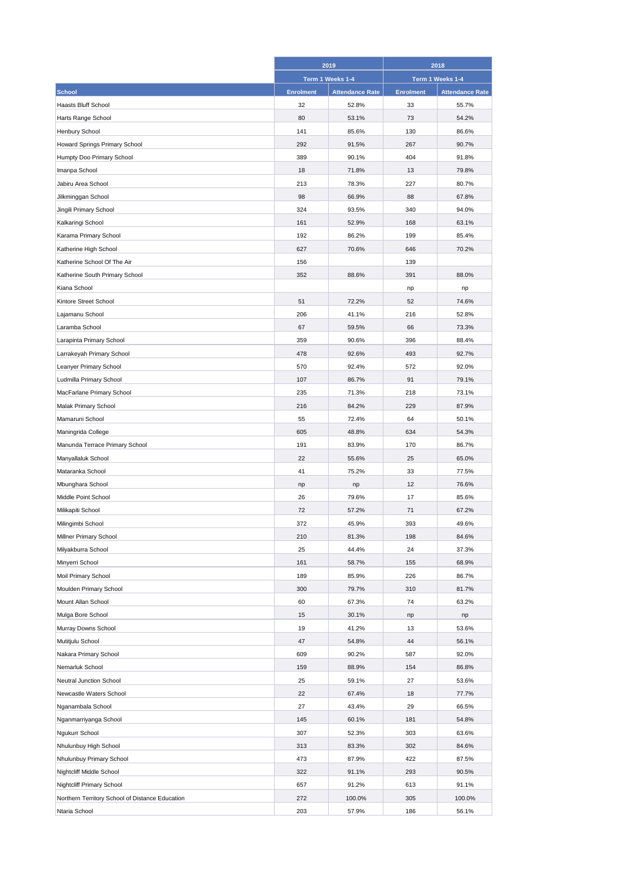| School | 2019 | | 2018 | |
|---|---|---|---|---|
| | Term 1 Weeks 1-4 | | Term 1 Weeks 1-4 | |
| | Enrolment | Attendance Rate | Enrolment | Attendance Rate |
| Haasts Bluff School | 32 | 52.8% | 33 | 55.7% |
| Harts Range School | 80 | 53.1% | 73 | 54.2% |
| Henbury School | 141 | 85.6% | 130 | 86.6% |
| Howard Springs Primary School | 292 | 91.5% | 267 | 90.7% |
| Humpty Doo Primary School | 389 | 90.1% | 404 | 91.8% |
| Imanpa School | 18 | 71.8% | 13 | 79.8% |
| Jabiru Area School | 213 | 78.3% | 227 | 80.7% |
| Jilkminggan School | 98 | 66.9% | 88 | 67.8% |
| Jingili Primary School | 324 | 93.5% | 340 | 94.0% |
| Kalkaringi School | 161 | 52.9% | 168 | 63.1% |
| Karama Primary School | 192 | 86.2% | 199 | 85.4% |
| Katherine High School | 627 | 70.6% | 646 | 70.2% |
| Katherine School Of The Air | 156 | | 139 | |
| Katherine South Primary School | 352 | 88.6% | 391 | 88.0% |
| Kiana School | | | np | np |
| Kintore Street School | 51 | 72.2% | 52 | 74.6% |
| Lajamanu School | 206 | 41.1% | 216 | 52.8% |
| Laramba School | 67 | 59.5% | 66 | 73.3% |
| Larapinta Primary School | 359 | 90.6% | 396 | 88.4% |
| Larrakeyah Primary School | 478 | 92.6% | 493 | 92.7% |
| Leanyer Primary School | 570 | 92.4% | 572 | 92.0% |
| Ludmilla Primary School | 107 | 86.7% | 91 | 79.1% |
| MacFarlane Primary School | 235 | 71.3% | 218 | 73.1% |
| Malak Primary School | 216 | 84.2% | 229 | 87.9% |
| Mamaruni School | 55 | 72.4% | 64 | 50.1% |
| Maningrida College | 605 | 48.8% | 634 | 54.3% |
| Manunda Terrace Primary School | 191 | 83.9% | 170 | 86.7% |
| Manyallaluk School | 22 | 55.6% | 25 | 65.0% |
| Mataranka School | 41 | 75.2% | 33 | 77.5% |
| Mbunghara School | np | np | 12 | 76.6% |
| Middle Point School | 26 | 79.6% | 17 | 85.6% |
| Milikapiti School | 72 | 57.2% | 71 | 67.2% |
| Milingimbi School | 372 | 45.9% | 393 | 49.6% |
| Millner Primary School | 210 | 81.3% | 198 | 84.6% |
| Milyakburra School | 25 | 44.4% | 24 | 37.3% |
| Minyerri School | 161 | 58.7% | 155 | 68.9% |
| Moil Primary School | 189 | 85.9% | 226 | 86.7% |
| Moulden Primary School | 300 | 79.7% | 310 | 81.7% |
| Mount Allan School | 60 | 67.3% | 74 | 63.2% |
| Mulga Bore School | 15 | 30.1% | np | np |
| Murray Downs School | 19 | 41.2% | 13 | 53.6% |
| Mutitjulu School | 47 | 54.8% | 44 | 56.1% |
| Nakara Primary School | 609 | 90.2% | 587 | 92.0% |
| Nemarluk School | 159 | 88.9% | 154 | 86.8% |
| Neutral Junction School | 25 | 59.1% | 27 | 53.6% |
| Newcastle Waters School | 22 | 67.4% | 18 | 77.7% |
| Nganambala School | 27 | 43.4% | 29 | 66.5% |
| Nganmarriyanga School | 145 | 60.1% | 181 | 54.8% |
| Ngukurr School | 307 | 52.3% | 303 | 63.6% |
| Nhulunbuy High School | 313 | 83.3% | 302 | 84.6% |
| Nhulunbuy Primary School | 473 | 87.9% | 422 | 87.5% |
| Nightcliff Middle School | 322 | 91.1% | 293 | 90.5% |
| Nightcliff Primary School | 657 | 91.2% | 613 | 91.1% |
| Northern Territory School of Distance Education | 272 | 100.0% | 305 | 100.0% |
| Ntaria School | 203 | 57.9% | 186 | 56.1% |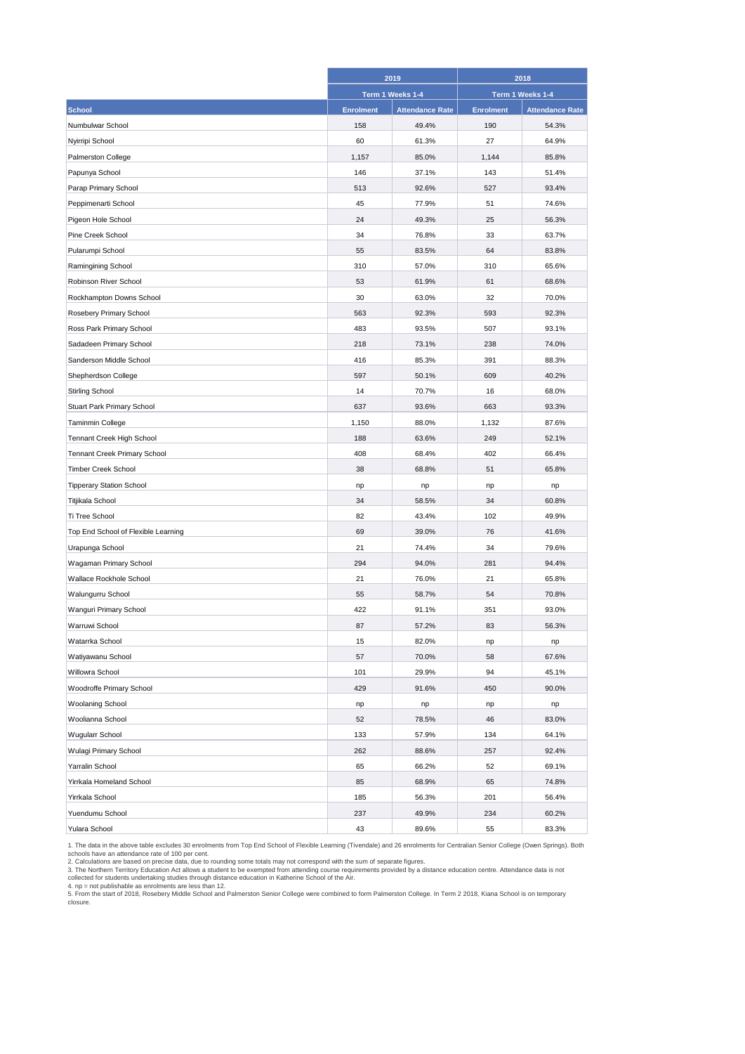| | 2019 | | 2018 | |
|---|---|---|---|---|
| | Term 1 Weeks 1-4 | | Term 1 Weeks 1-4 | |
| School | Enrolment | Attendance Rate | Enrolment | Attendance Rate |
| Numbulwar School | 158 | 49.4% | 190 | 54.3% |
| Nyirripi School | 60 | 61.3% | 27 | 64.9% |
| Palmerston College | 1,157 | 85.0% | 1,144 | 85.8% |
| Papunya School | 146 | 37.1% | 143 | 51.4% |
| Parap Primary School | 513 | 92.6% | 527 | 93.4% |
| Peppimenarti School | 45 | 77.9% | 51 | 74.6% |
| Pigeon Hole School | 24 | 49.3% | 25 | 56.3% |
| Pine Creek School | 34 | 76.8% | 33 | 63.7% |
| Pularumpi School | 55 | 83.5% | 64 | 83.8% |
| Ramingining School | 310 | 57.0% | 310 | 65.6% |
| Robinson River School | 53 | 61.9% | 61 | 68.6% |
| Rockhampton Downs School | 30 | 63.0% | 32 | 70.0% |
| Rosebery Primary School | 563 | 92.3% | 593 | 92.3% |
| Ross Park Primary School | 483 | 93.5% | 507 | 93.1% |
| Sadadeen Primary School | 218 | 73.1% | 238 | 74.0% |
| Sanderson Middle School | 416 | 85.3% | 391 | 88.3% |
| Shepherdson College | 597 | 50.1% | 609 | 40.2% |
| Stirling School | 14 | 70.7% | 16 | 68.0% |
| Stuart Park Primary School | 637 | 93.6% | 663 | 93.3% |
| Taminmin College | 1,150 | 88.0% | 1,132 | 87.6% |
| Tennant Creek High School | 188 | 63.6% | 249 | 52.1% |
| Tennant Creek Primary School | 408 | 68.4% | 402 | 66.4% |
| Timber Creek School | 38 | 68.8% | 51 | 65.8% |
| Tipperary Station School | np | np | np | np |
| Titjikala School | 34 | 58.5% | 34 | 60.8% |
| Ti Tree School | 82 | 43.4% | 102 | 49.9% |
| Top End School of Flexible Learning | 69 | 39.0% | 76 | 41.6% |
| Urapunga School | 21 | 74.4% | 34 | 79.6% |
| Wagaman Primary School | 294 | 94.0% | 281 | 94.4% |
| Wallace Rockhole School | 21 | 76.0% | 21 | 65.8% |
| Walungurru School | 55 | 58.7% | 54 | 70.8% |
| Wanguri Primary School | 422 | 91.1% | 351 | 93.0% |
| Warruwi School | 87 | 57.2% | 83 | 56.3% |
| Watarrka School | 15 | 82.0% | np | np |
| Watiyawanu School | 57 | 70.0% | 58 | 67.6% |
| Willowra School | 101 | 29.9% | 94 | 45.1% |
| Woodroffe Primary School | 429 | 91.6% | 450 | 90.0% |
| Woolaning School | np | np | np | np |
| Woolianna School | 52 | 78.5% | 46 | 83.0% |
| Wugularr School | 133 | 57.9% | 134 | 64.1% |
| Wulagi Primary School | 262 | 88.6% | 257 | 92.4% |
| Yarralin School | 65 | 66.2% | 52 | 69.1% |
| Yirrkala Homeland School | 85 | 68.9% | 65 | 74.8% |
| Yirrkala School | 185 | 56.3% | 201 | 56.4% |
| Yuendumu School | 237 | 49.9% | 234 | 60.2% |
| Yulara School | 43 | 89.6% | 55 | 83.3% |

1. The data in the above table excludes 30 enrolments from Top End School of Flexible Learning (Tivendale) and 26 enrolments for Centralian Senior College (Owen Springs). Both schools have an attendance rate of 100 per cent.
2. Calculations are based on precise data, due to rounding some totals may not correspond with the sum of separate figures.
3. The Northern Territory Education Act allows a student to be exempted from attending course requirements provided by a distance education centre. Attendance data is not collected for students undertaking studies through distance education in Katherine School of the Air.
4. np = not publishable as enrolments are less than 12.
5. From the start of 2018, Rosebery Middle School and Palmerston Senior College were combined to form Palmerston College. In Term 2 2018, Kiana School is on temporary closure.